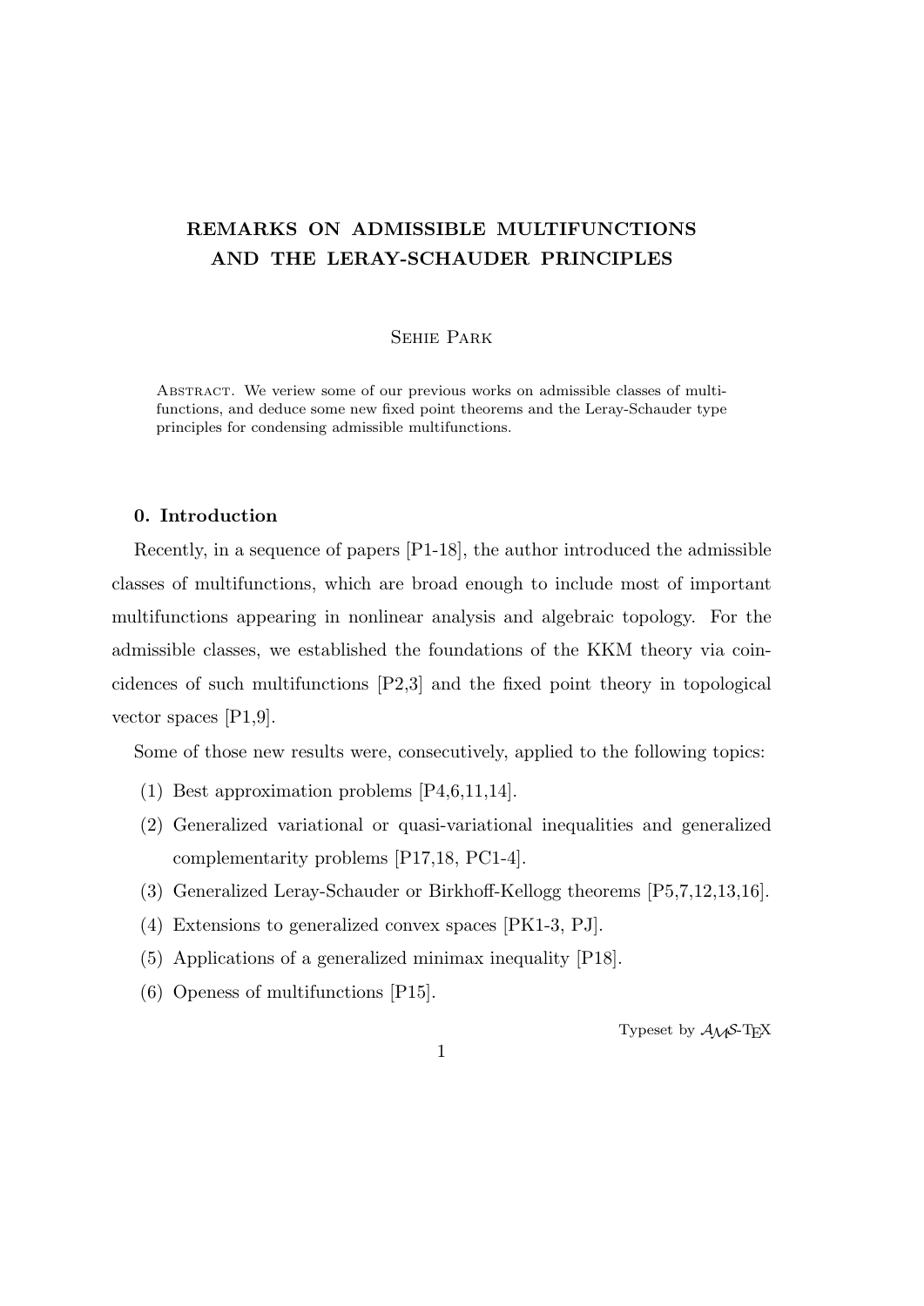# REMARKS ON ADMISSIBLE MULTIFUNCTIONS AND THE LERAY-SCHAUDER PRINCIPLES

Sehie Park

Abstract. We veriew some of our previous works on admissible classes of multifunctions, and deduce some new fixed point theorems and the Leray-Schauder type principles for condensing admissible multifunctions.

## 0. Introduction

Recently, in a sequence of papers [P1-18], the author introduced the admissible classes of multifunctions, which are broad enough to include most of important multifunctions appearing in nonlinear analysis and algebraic topology. For the admissible classes, we established the foundations of the KKM theory via coincidences of such multifunctions [P2,3] and the fixed point theory in topological vector spaces [P1,9].

Some of those new results were, consecutively, applied to the following topics:

(1) Best approximation problems [P4,6,11,14].

(2) Generalized variational or quasi-variational inequalities and generalized complementarity problems [P17,18, PC1-4].

(3) Generalized Leray-Schauder or Birkhoff-Kellogg theorems [P5,7,12,13,16].

(4) Extensions to generalized convex spaces [PK1-3, PJ].

(5) Applications of a generalized minimax inequality [P18].

(6) Openess of multifunctions [P15].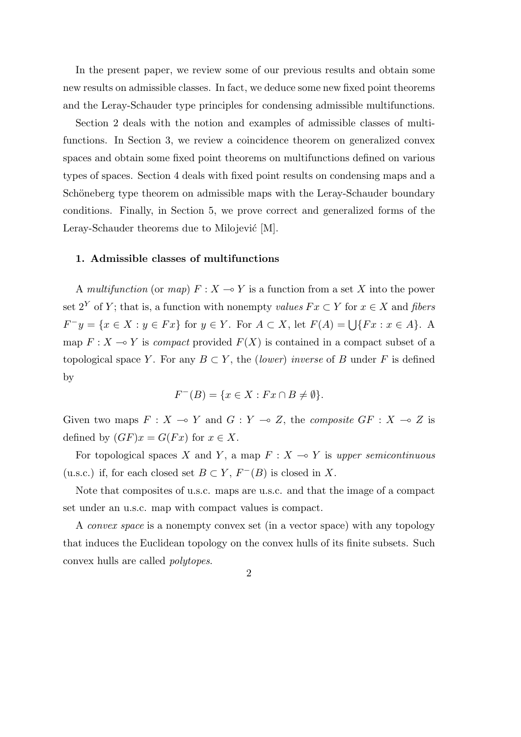In the present paper, we review some of our previous results and obtain some new results on admissible classes. In fact, we deduce some new fixed point theorems and the Leray-Schauder type principles for condensing admissible multifunctions.

Section 2 deals with the notion and examples of admissible classes of multifunctions. In Section 3, we review a coincidence theorem on generalized convex spaces and obtain some fixed point theorems on multifunctions defined on various types of spaces. Section 4 deals with fixed point results on condensing maps and a Schöneberg type theorem on admissible maps with the Leray-Schauder boundary conditions. Finally, in Section 5, we prove correct and generalized forms of the Leray-Schauder theorems due to Milojević [M].

### 1. Admissible classes of multifunctions

A *multifunction* (or *map*) $F : X \multimap Y$ is a function from a set $X$ into the power set $2^Y$ of $Y$; that is, a function with nonempty *values* $Fx \subset Y$ for $x \in X$ and *fibers* $F^- y = \{x \in X : y \in Fx\}$ for $y \in Y$. For $A \subset X$, let $F(A) = \bigcup\{Fx : x \in A\}$. A map $F : X \multimap Y$ is *compact* provided $F(X)$ is contained in a compact subset of a topological space $Y$. For any $B \subset Y$, the (*lower*) *inverse* of $B$ under $F$ is defined by

$$F^-(B) = \{x \in X : Fx \cap B \neq \emptyset\}.$$

Given two maps $F : X \multimap Y$ and $G : Y \multimap Z$, the *composite* $GF : X \multimap Z$ is defined by $(GF)x = G(Fx)$ for $x \in X$.

For topological spaces $X$ and $Y$, a map $F : X \multimap Y$ is *upper semicontinuous* (u.s.c.) if, for each closed set $B \subset Y$, $F^-(B)$ is closed in $X$.

Note that composites of u.s.c. maps are u.s.c. and that the image of a compact set under an u.s.c. map with compact values is compact.

A *convex space* is a nonempty convex set (in a vector space) with any topology that induces the Euclidean topology on the convex hulls of its finite subsets. Such convex hulls are called *polytopes*.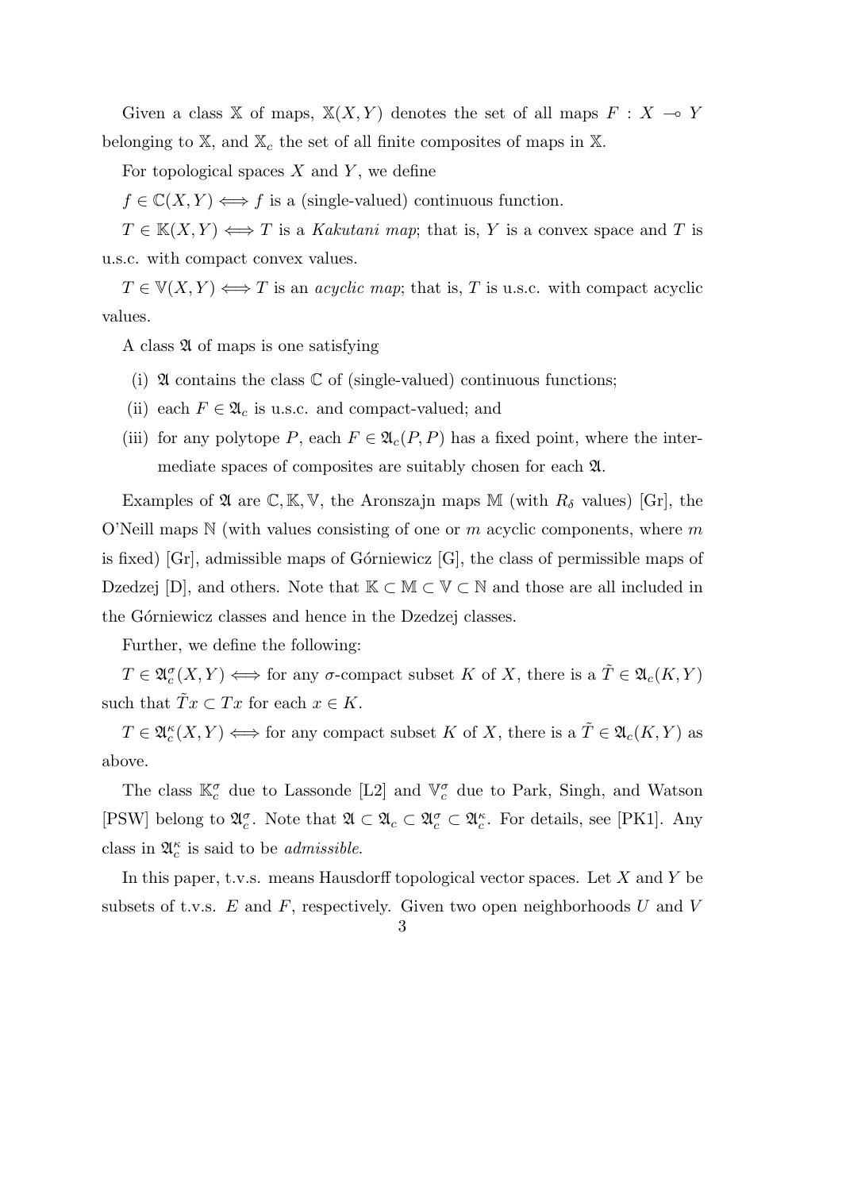Given a class $\mathbb{X}$ of maps, $\mathbb{X}(X,Y)$ denotes the set of all maps $F : X \multimap Y$ belonging to $\mathbb{X}$, and $\mathbb{X}_c$ the set of all finite composites of maps in $\mathbb{X}$.

For topological spaces $X$ and $Y$, we define

$f \in \mathbb{C}(X,Y) \Longleftrightarrow f$ is a (single-valued) continuous function.

$T \in \mathbb{K}(X,Y) \Longleftrightarrow T$ is a *Kakutani map*; that is, $Y$ is a convex space and $T$ is u.s.c. with compact convex values.

$T \in \mathbb{V}(X,Y) \Longleftrightarrow T$ is an *acyclic map*; that is, $T$ is u.s.c. with compact acyclic values.

A class $\mathfrak{A}$ of maps is one satisfying

- (i) $\mathfrak{A}$ contains the class $\mathbb{C}$ of (single-valued) continuous functions;
- (ii) each $F \in \mathfrak{A}_c$ is u.s.c. and compact-valued; and
- (iii) for any polytope $P$, each $F \in \mathfrak{A}_c(P,P)$ has a fixed point, where the intermediate spaces of composites are suitably chosen for each $\mathfrak{A}$.

Examples of $\mathfrak{A}$ are $\mathbb{C}, \mathbb{K}, \mathbb{V}$, the Aronszajn maps $\mathbb{M}$ (with $R_\delta$ values) [Gr], the O'Neill maps $\mathbb{N}$ (with values consisting of one or $m$ acyclic components, where $m$ is fixed) [Gr], admissible maps of Górniewicz [G], the class of permissible maps of Dzedzej [D], and others. Note that $\mathbb{K} \subset \mathbb{M} \subset \mathbb{V} \subset \mathbb{N}$ and those are all included in the Górniewicz classes and hence in the Dzedzej classes.

Further, we define the following:

$T \in \mathfrak{A}_c^\sigma(X,Y) \Longleftrightarrow$ for any $\sigma$-compact subset $K$ of $X$, there is a $\tilde{T} \in \mathfrak{A}_c(K,Y)$ such that $\tilde{T}x \subset Tx$ for each $x \in K$.

$T \in \mathfrak{A}_c^\kappa(X,Y) \Longleftrightarrow$ for any compact subset $K$ of $X$, there is a $\tilde{T} \in \mathfrak{A}_c(K,Y)$ as above.

The class $\mathbb{K}_c^\sigma$ due to Lassonde [L2] and $\mathbb{V}_c^\sigma$ due to Park, Singh, and Watson [PSW] belong to $\mathfrak{A}_c^\sigma$. Note that $\mathfrak{A} \subset \mathfrak{A}_c \subset \mathfrak{A}_c^\sigma \subset \mathfrak{A}_c^\kappa$. For details, see [PK1]. Any class in $\mathfrak{A}_c^\kappa$ is said to be *admissible*.

In this paper, t.v.s. means Hausdorff topological vector spaces. Let $X$ and $Y$ be subsets of t.v.s. $E$ and $F$, respectively. Given two open neighborhoods $U$ and $V$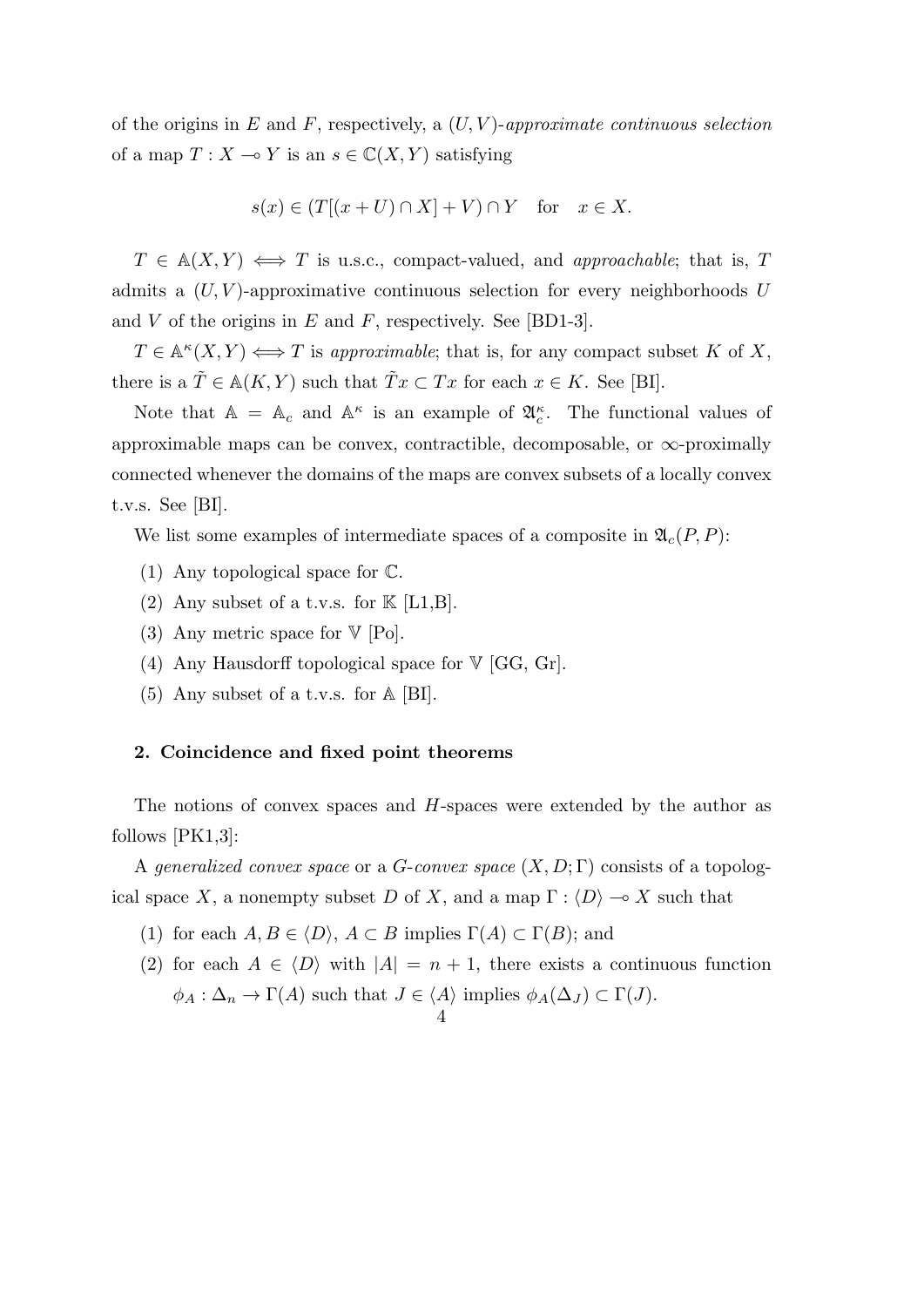of the origins in $E$ and $F$, respectively, a $(U, V)$-*approximate continuous selection* of a map $T : X \multimap Y$ is an $s \in \mathbb{C}(X, Y)$ satisfying

$$s(x) \in (T[(x + U) \cap X] + V) \cap Y \quad \text{for} \quad x \in X.$$

$T \in \mathbb{A}(X, Y) \iff T$ is u.s.c., compact-valued, and *approachable*; that is, $T$ admits a $(U, V)$-approximative continuous selection for every neighborhoods $U$ and $V$ of the origins in $E$ and $F$, respectively. See [BD1-3].

$T \in \mathbb{A}^\kappa(X, Y) \iff T$ is *approximable*; that is, for any compact subset $K$ of $X$, there is a $\tilde{T} \in \mathbb{A}(K, Y)$ such that $\tilde{T}x \subset Tx$ for each $x \in K$. See [BI].

Note that $\mathbb{A} = \mathbb{A}_c$ and $\mathbb{A}^\kappa$ is an example of $\mathfrak{A}_c^\kappa$. The functional values of approximable maps can be convex, contractible, decomposable, or $\infty$-proximally connected whenever the domains of the maps are convex subsets of a locally convex t.v.s. See [BI].

We list some examples of intermediate spaces of a composite in $\mathfrak{A}_c(P, P)$:

(1) Any topological space for $\mathbb{C}$.
(2) Any subset of a t.v.s. for $\mathbb{K}$ [L1,B].
(3) Any metric space for $\mathbb{V}$ [Po].
(4) Any Hausdorff topological space for $\mathbb{V}$ [GG, Gr].
(5) Any subset of a t.v.s. for $\mathbb{A}$ [BI].

## 2. Coincidence and fixed point theorems

The notions of convex spaces and $H$-spaces were extended by the author as follows [PK1,3]:

A *generalized convex space* or a *G-convex space* $(X, D; \Gamma)$ consists of a topological space $X$, a nonempty subset $D$ of $X$, and a map $\Gamma : \langle D \rangle \multimap X$ such that

(1) for each $A, B \in \langle D \rangle$, $A \subset B$ implies $\Gamma(A) \subset \Gamma(B)$; and
(2) for each $A \in \langle D \rangle$ with $|A| = n + 1$, there exists a continuous function $\phi_A : \Delta_n \to \Gamma(A)$ such that $J \in \langle A \rangle$ implies $\phi_A(\Delta_J) \subset \Gamma(J)$.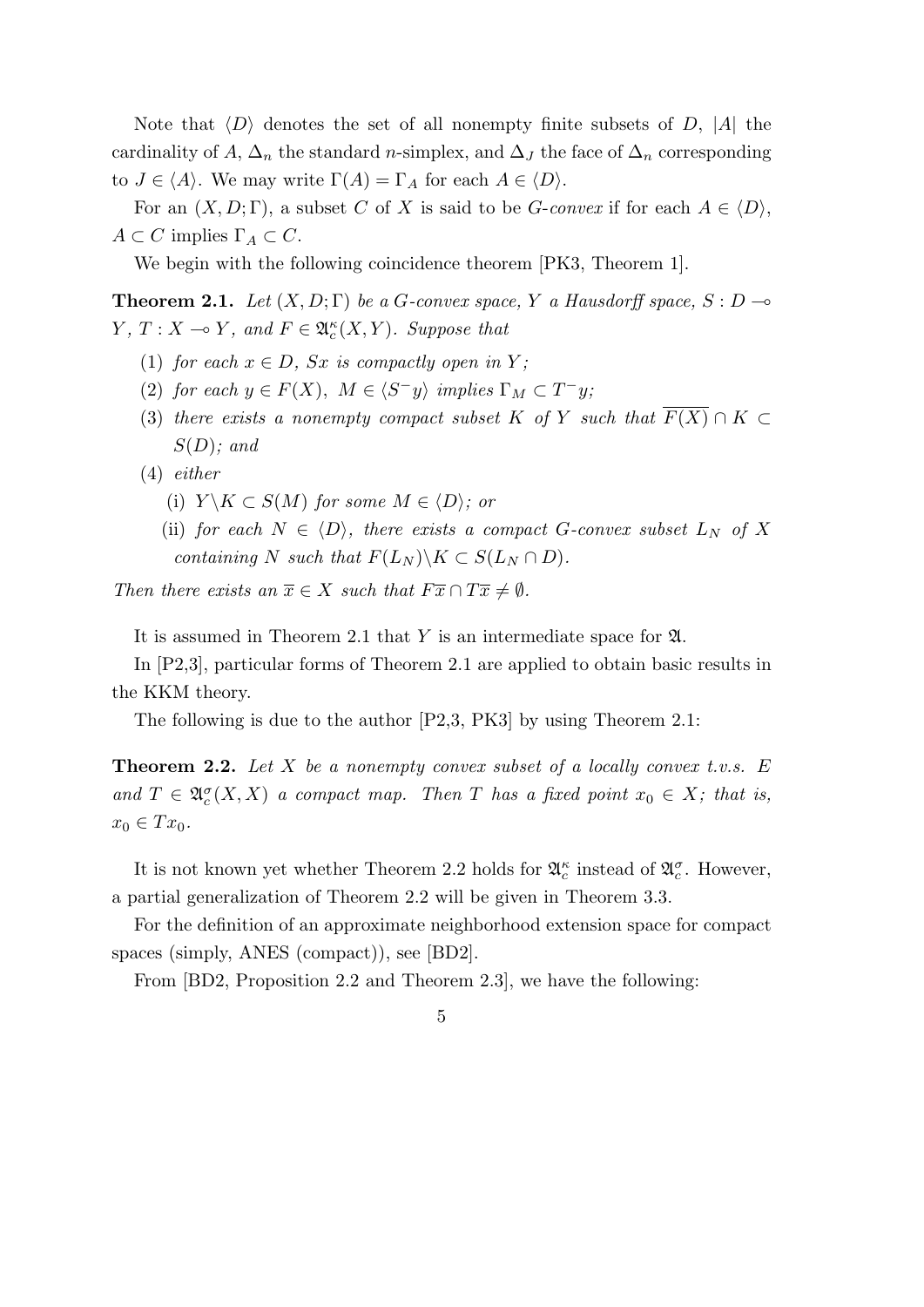Note that $\langle D \rangle$ denotes the set of all nonempty finite subsets of $D$, $|A|$ the cardinality of $A$, $\Delta_n$ the standard $n$-simplex, and $\Delta_J$ the face of $\Delta_n$ corresponding to $J \in \langle A \rangle$. We may write $\Gamma(A) = \Gamma_A$ for each $A \in \langle D \rangle$.

For an $(X, D; \Gamma)$, a subset $C$ of $X$ is said to be *G-convex* if for each $A \in \langle D \rangle$, $A \subset C$ implies $\Gamma_A \subset C$.

We begin with the following coincidence theorem [PK3, Theorem 1].

**Theorem 2.1.** *Let $(X, D; \Gamma)$ be a G-convex space, $Y$ a Hausdorff space, $S : D \multimap Y$, $T : X \multimap Y$, and $F \in \mathfrak{A}_c^\kappa(X, Y)$. Suppose that*

1. *for each $x \in D$, $Sx$ is compactly open in $Y$;*
2. *for each $y \in F(X)$, $M \in \langle S^- y \rangle$ implies $\Gamma_M \subset T^- y$;*
3. *there exists a nonempty compact subset $K$ of $Y$ such that $\overline{F(X)} \cap K \subset S(D)$; and*
4. *either*
   - (i) *$Y \backslash K \subset S(M)$ for some $M \in \langle D \rangle$; or*
   - (ii) *for each $N \in \langle D \rangle$, there exists a compact G-convex subset $L_N$ of $X$ containing $N$ such that $F(L_N) \backslash K \subset S(L_N \cap D)$.*

*Then there exists an $\overline{x} \in X$ such that $F\overline{x} \cap T\overline{x} \neq \emptyset$.*

It is assumed in Theorem 2.1 that $Y$ is an intermediate space for $\mathfrak{A}$.

In [P2,3], particular forms of Theorem 2.1 are applied to obtain basic results in the KKM theory.

The following is due to the author [P2,3, PK3] by using Theorem 2.1:

**Theorem 2.2.** *Let $X$ be a nonempty convex subset of a locally convex t.v.s. $E$ and $T \in \mathfrak{A}_c^\sigma(X, X)$ a compact map. Then $T$ has a fixed point $x_0 \in X$; that is, $x_0 \in Tx_0$.*

It is not known yet whether Theorem 2.2 holds for $\mathfrak{A}_c^\kappa$ instead of $\mathfrak{A}_c^\sigma$. However, a partial generalization of Theorem 2.2 will be given in Theorem 3.3.

For the definition of an approximate neighborhood extension space for compact spaces (simply, ANES (compact)), see [BD2].

From [BD2, Proposition 2.2 and Theorem 2.3], we have the following: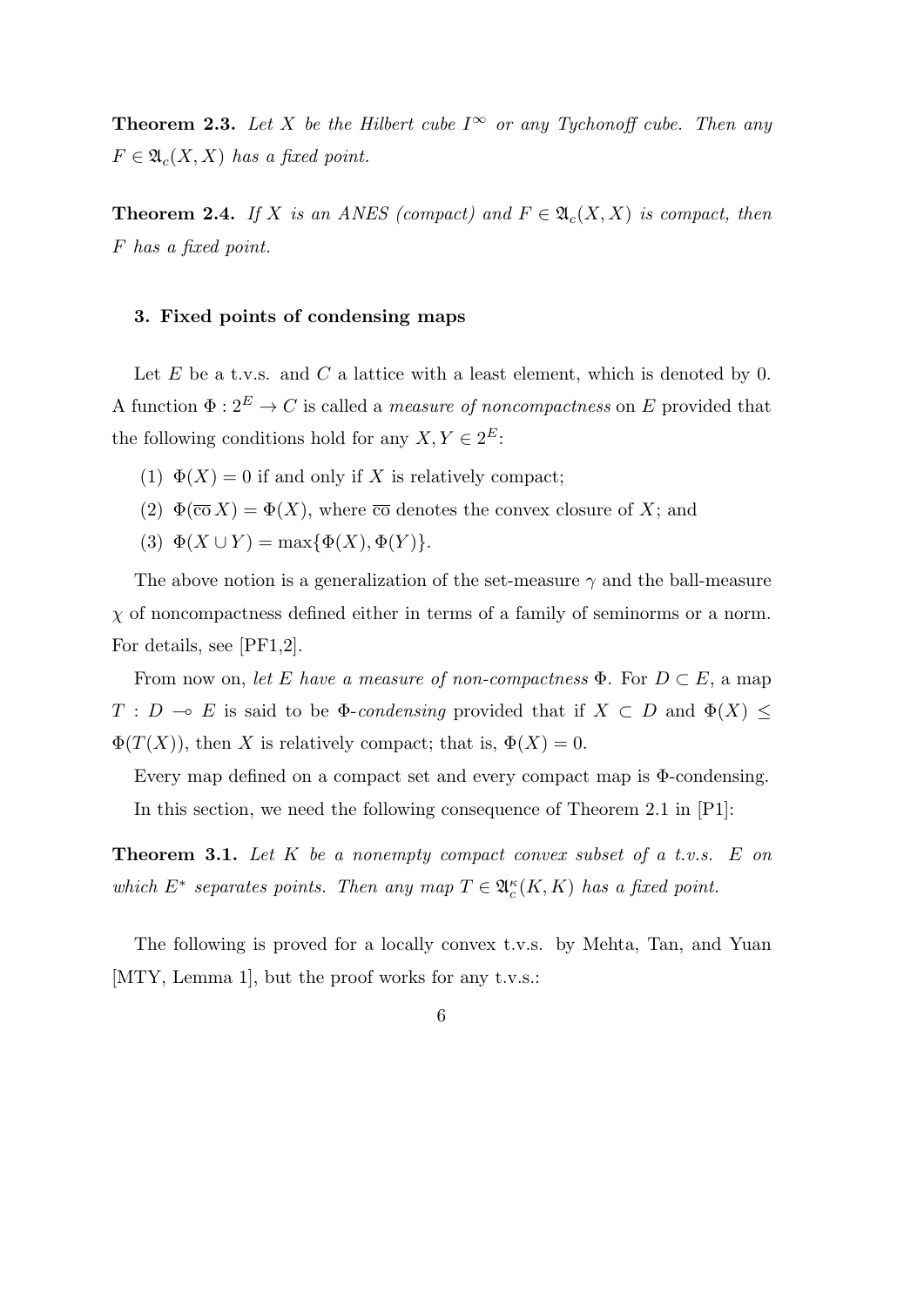**Theorem 2.3.** *Let $X$ be the Hilbert cube $I^\infty$ or any Tychonoff cube. Then any $F \in \mathfrak{A}_c(X, X)$ has a fixed point.*

**Theorem 2.4.** *If $X$ is an ANES (compact) and $F \in \mathfrak{A}_c(X, X)$ is compact, then $F$ has a fixed point.*

### 3. Fixed points of condensing maps

Let $E$ be a t.v.s. and $C$ a lattice with a least element, which is denoted by 0. A function $\Phi : 2^E \to C$ is called a *measure of noncompactness* on $E$ provided that the following conditions hold for any $X, Y \in 2^E$:

(1) $\Phi(X) = 0$ if and only if $X$ is relatively compact;

(2) $\Phi(\overline{\text{co}}\, X) = \Phi(X)$, where $\overline{\text{co}}$ denotes the convex closure of $X$; and

(3) $\Phi(X \cup Y) = \max\{\Phi(X), \Phi(Y)\}$.

The above notion is a generalization of the set-measure $\gamma$ and the ball-measure $\chi$ of noncompactness defined either in terms of a family of seminorms or a norm. For details, see [PF1,2].

From now on, *let $E$ have a measure of non-compactness $\Phi$*. For $D \subset E$, a map $T : D \multimap E$ is said to be $\Phi$-*condensing* provided that if $X \subset D$ and $\Phi(X) \leq \Phi(T(X))$, then $X$ is relatively compact; that is, $\Phi(X) = 0$.

Every map defined on a compact set and every compact map is $\Phi$-condensing.

In this section, we need the following consequence of Theorem 2.1 in [P1]:

**Theorem 3.1.** *Let $K$ be a nonempty compact convex subset of a t.v.s. $E$ on which $E^*$ separates points. Then any map $T \in \mathfrak{A}_c^\kappa(K, K)$ has a fixed point.*

The following is proved for a locally convex t.v.s. by Mehta, Tan, and Yuan [MTY, Lemma 1], but the proof works for any t.v.s.: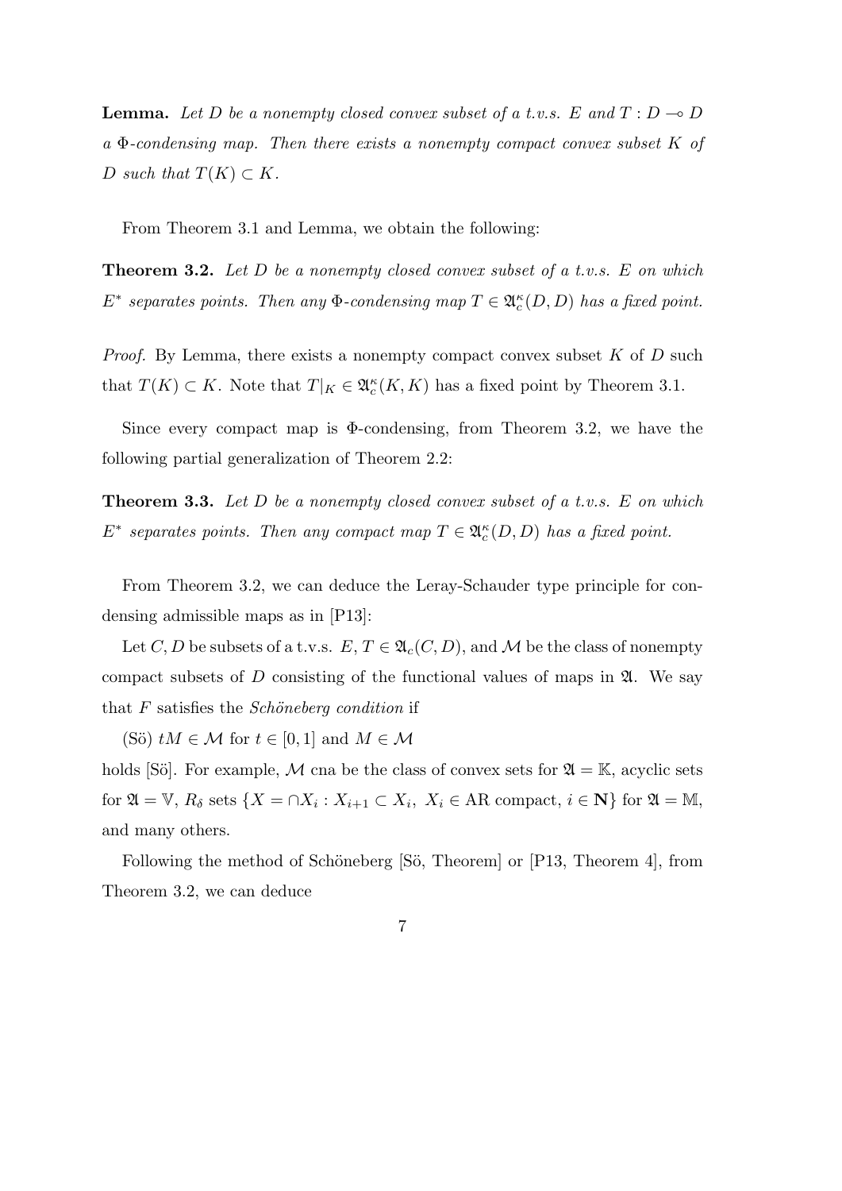**Lemma.** *Let $D$ be a nonempty closed convex subset of a t.v.s. $E$ and $T : D \multimap D$ a $\Phi$-condensing map. Then there exists a nonempty compact convex subset $K$ of $D$ such that $T(K) \subset K$.*

From Theorem 3.1 and Lemma, we obtain the following:

**Theorem 3.2.** *Let $D$ be a nonempty closed convex subset of a t.v.s. $E$ on which $E^*$ separates points. Then any $\Phi$-condensing map $T \in \mathfrak{A}_c^\kappa(D, D)$ has a fixed point.*

*Proof.* By Lemma, there exists a nonempty compact convex subset $K$ of $D$ such that $T(K) \subset K$. Note that $T|_K \in \mathfrak{A}_c^\kappa(K, K)$ has a fixed point by Theorem 3.1.

Since every compact map is $\Phi$-condensing, from Theorem 3.2, we have the following partial generalization of Theorem 2.2:

**Theorem 3.3.** *Let $D$ be a nonempty closed convex subset of a t.v.s. $E$ on which $E^*$ separates points. Then any compact map $T \in \mathfrak{A}_c^\kappa(D, D)$ has a fixed point.*

From Theorem 3.2, we can deduce the Leray-Schauder type principle for condensing admissible maps as in [P13]:

Let $C, D$ be subsets of a t.v.s. $E$, $T \in \mathfrak{A}_c(C, D)$, and $\mathcal{M}$ be the class of nonempty compact subsets of $D$ consisting of the functional values of maps in $\mathfrak{A}$. We say that $F$ satisfies the *Schöneberg condition* if

(Sö) $tM \in \mathcal{M}$ for $t \in [0, 1]$ and $M \in \mathcal{M}$

holds [Sö]. For example, $\mathcal{M}$ cna be the class of convex sets for $\mathfrak{A} = \mathbb{K}$, acyclic sets for $\mathfrak{A} = \mathbb{V}$, $R_\delta$ sets $\{X = \cap X_i : X_{i+1} \subset X_i,\ X_i \in \text{AR compact},\ i \in \mathbf{N}\}$ for $\mathfrak{A} = \mathbb{M}$, and many others.

Following the method of Schöneberg [Sö, Theorem] or [P13, Theorem 4], from Theorem 3.2, we can deduce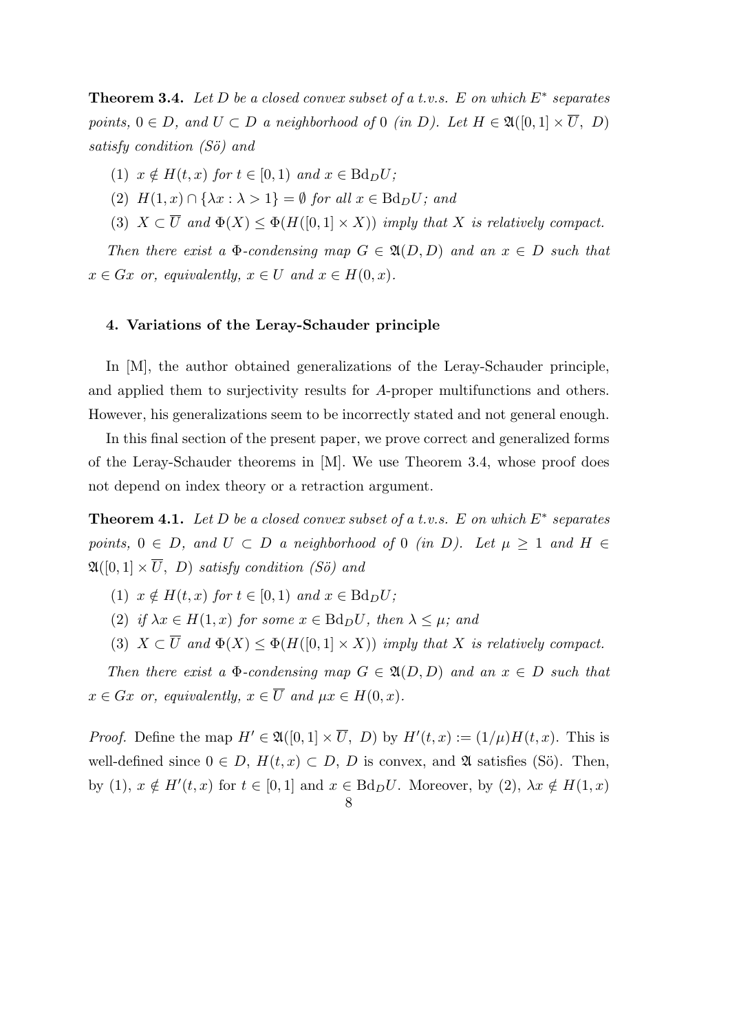**Theorem 3.4.** *Let $D$ be a closed convex subset of a t.v.s. $E$ on which $E^*$ separates points, $0 \in D$, and $U \subset D$ a neighborhood of $0$ (in $D$). Let $H \in \mathfrak{A}([0,1] \times \overline{U},\ D)$ satisfy condition (Sö) and*

(1) *$x \notin H(t,x)$ for $t \in [0,1)$ and $x \in \mathrm{Bd}_D U$;*

(2) *$H(1,x) \cap \{\lambda x : \lambda > 1\} = \emptyset$ for all $x \in \mathrm{Bd}_D U$; and*

(3) *$X \subset \overline{U}$ and $\Phi(X) \leq \Phi(H([0,1] \times X))$ imply that $X$ is relatively compact.*

*Then there exist a $\Phi$-condensing map $G \in \mathfrak{A}(D,D)$ and an $x \in D$ such that $x \in Gx$ or, equivalently, $x \in U$ and $x \in H(0,x)$.*

#### 4. Variations of the Leray-Schauder principle

In [M], the author obtained generalizations of the Leray-Schauder principle, and applied them to surjectivity results for $A$-proper multifunctions and others. However, his generalizations seem to be incorrectly stated and not general enough.

In this final section of the present paper, we prove correct and generalized forms of the Leray-Schauder theorems in [M]. We use Theorem 3.4, whose proof does not depend on index theory or a retraction argument.

**Theorem 4.1.** *Let $D$ be a closed convex subset of a t.v.s. $E$ on which $E^*$ separates points, $0 \in D$, and $U \subset D$ a neighborhood of $0$ (in $D$). Let $\mu \geq 1$ and $H \in \mathfrak{A}([0,1] \times \overline{U},\ D)$ satisfy condition (Sö) and*

(1) *$x \notin H(t,x)$ for $t \in [0,1)$ and $x \in \mathrm{Bd}_D U$;*

(2) *if $\lambda x \in H(1,x)$ for some $x \in \mathrm{Bd}_D U$, then $\lambda \leq \mu$; and*

(3) *$X \subset \overline{U}$ and $\Phi(X) \leq \Phi(H([0,1] \times X))$ imply that $X$ is relatively compact.*

*Then there exist a $\Phi$-condensing map $G \in \mathfrak{A}(D,D)$ and an $x \in D$ such that $x \in Gx$ or, equivalently, $x \in \overline{U}$ and $\mu x \in H(0,x)$.*

*Proof.* Define the map $H' \in \mathfrak{A}([0,1] \times \overline{U},\ D)$ by $H'(t,x) := (1/\mu)H(t,x)$. This is well-defined since $0 \in D$, $H(t,x) \subset D$, $D$ is convex, and $\mathfrak{A}$ satisfies (Sö). Then, by (1), $x \notin H'(t,x)$ for $t \in [0,1]$ and $x \in \mathrm{Bd}_D U$. Moreover, by (2), $\lambda x \notin H(1,x)$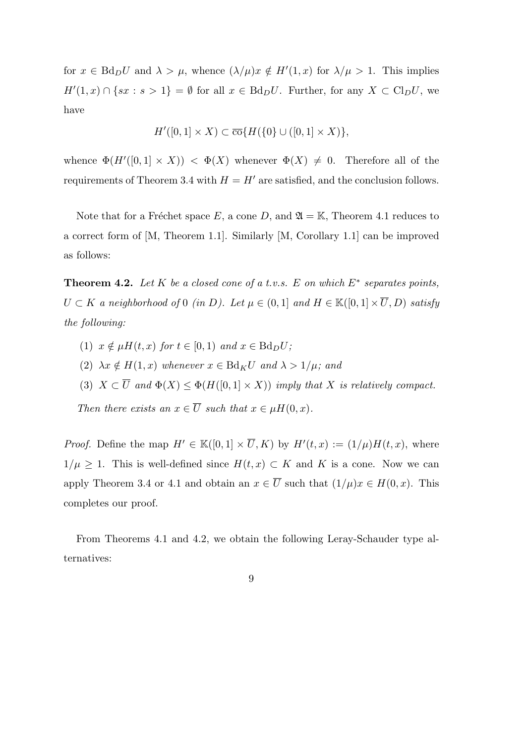for $x \in \mathrm{Bd}_D U$ and $\lambda > \mu$, whence $(\lambda/\mu)x \notin H'(1, x)$ for $\lambda/\mu > 1$. This implies $H'(1, x) \cap \{sx : s > 1\} = \emptyset$ for all $x \in \mathrm{Bd}_D U$. Further, for any $X \subset \mathrm{Cl}_D U$, we have

$$H'([0, 1] \times X) \subset \overline{\mathrm{co}}\{H(\{0\} \cup ([0, 1] \times X)\},$$

whence $\Phi(H'([0, 1] \times X)) < \Phi(X)$ whenever $\Phi(X) \neq 0$. Therefore all of the requirements of Theorem 3.4 with $H = H'$ are satisfied, and the conclusion follows.

Note that for a Fréchet space $E$, a cone $D$, and $\mathfrak{A} = \mathbb{K}$, Theorem 4.1 reduces to a correct form of [M, Theorem 1.1]. Similarly [M, Corollary 1.1] can be improved as follows:

**Theorem 4.2.** *Let $K$ be a closed cone of a t.v.s. $E$ on which $E^*$ separates points, $U \subset K$ a neighborhood of $0$ (in $D$). Let $\mu \in (0, 1]$ and $H \in \mathbb{K}([0, 1] \times \overline{U}, D)$ satisfy the following:*

1. *$x \notin \mu H(t, x)$ for $t \in [0, 1)$ and $x \in \mathrm{Bd}_D U$;*
2. *$\lambda x \notin H(1, x)$ whenever $x \in \mathrm{Bd}_K U$ and $\lambda > 1/\mu$; and*
3. *$X \subset \overline{U}$ and $\Phi(X) \leq \Phi(H([0, 1] \times X))$ imply that $X$ is relatively compact.*

*Then there exists an $x \in \overline{U}$ such that $x \in \mu H(0, x)$.*

*Proof.* Define the map $H' \in \mathbb{K}([0, 1] \times \overline{U}, K)$ by $H'(t, x) := (1/\mu)H(t, x)$, where $1/\mu \geq 1$. This is well-defined since $H(t, x) \subset K$ and $K$ is a cone. Now we can apply Theorem 3.4 or 4.1 and obtain an $x \in \overline{U}$ such that $(1/\mu)x \in H(0, x)$. This completes our proof.

From Theorems 4.1 and 4.2, we obtain the following Leray-Schauder type alternatives: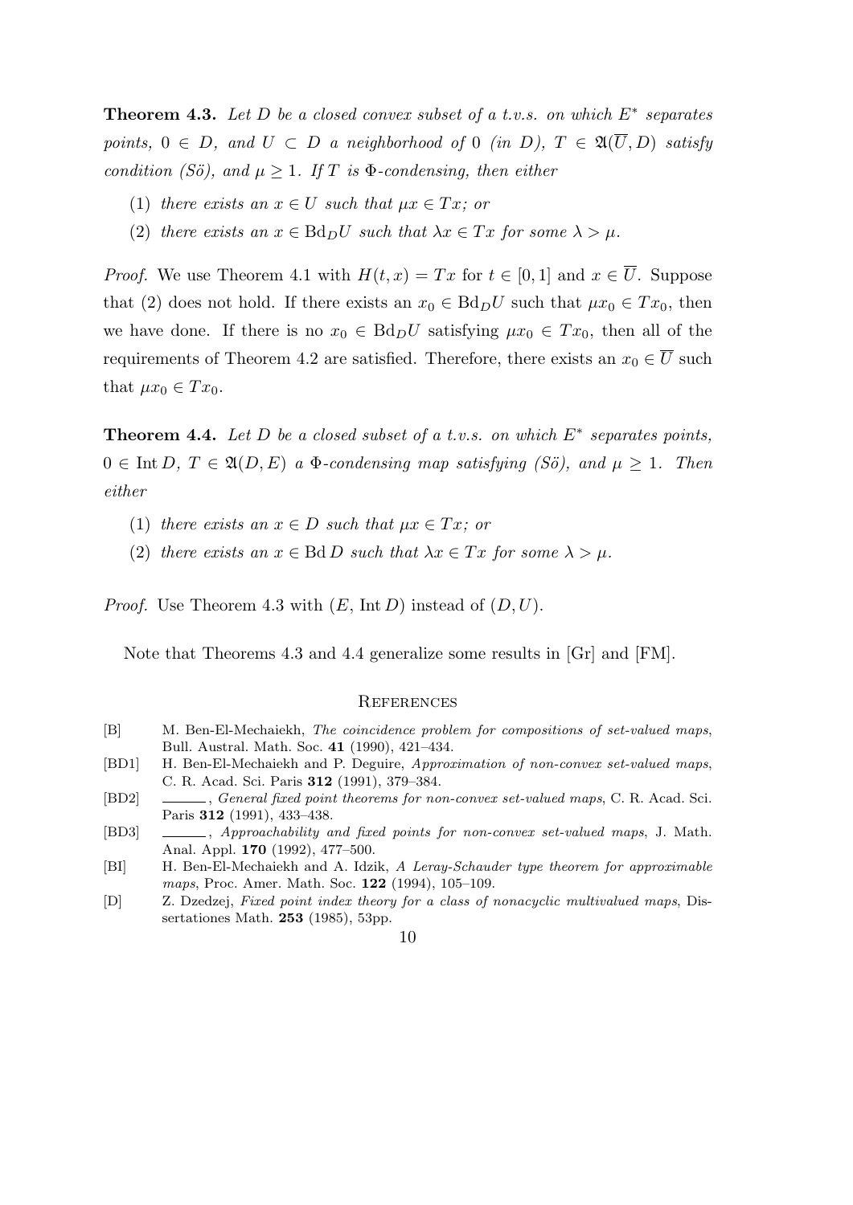**Theorem 4.3.** *Let $D$ be a closed convex subset of a t.v.s. on which $E^*$ separates points, $0 \in D$, and $U \subset D$ a neighborhood of $0$ (in $D$), $T \in \mathfrak{A}(\overline{U}, D)$ satisfy condition (Sö), and $\mu \geq 1$. If $T$ is $\Phi$-condensing, then either*

1. *there exists an $x \in U$ such that $\mu x \in Tx$; or*
2. *there exists an $x \in \mathrm{Bd}_D U$ such that $\lambda x \in Tx$ for some $\lambda > \mu$.*

*Proof.* We use Theorem 4.1 with $H(t, x) = Tx$ for $t \in [0, 1]$ and $x \in \overline{U}$. Suppose that (2) does not hold. If there exists an $x_0 \in \mathrm{Bd}_D U$ such that $\mu x_0 \in Tx_0$, then we have done. If there is no $x_0 \in \mathrm{Bd}_D U$ satisfying $\mu x_0 \in Tx_0$, then all of the requirements of Theorem 4.2 are satisfied. Therefore, there exists an $x_0 \in \overline{U}$ such that $\mu x_0 \in Tx_0$.

**Theorem 4.4.** *Let $D$ be a closed subset of a t.v.s. on which $E^*$ separates points, $0 \in \mathrm{Int}\, D$, $T \in \mathfrak{A}(D, E)$ a $\Phi$-condensing map satisfying (Sö), and $\mu \geq 1$. Then either*

1. *there exists an $x \in D$ such that $\mu x \in Tx$; or*
2. *there exists an $x \in \mathrm{Bd}\, D$ such that $\lambda x \in Tx$ for some $\lambda > \mu$.*

*Proof.* Use Theorem 4.3 with $(E, \mathrm{Int}\, D)$ instead of $(D, U)$.

Note that Theorems 4.3 and 4.4 generalize some results in [Gr] and [FM].

## References

- [B] M. Ben-El-Mechaiekh, *The coincidence problem for compositions of set-valued maps*, Bull. Austral. Math. Soc. **41** (1990), 421–434.
- [BD1] H. Ben-El-Mechaiekh and P. Deguire, *Approximation of non-convex set-valued maps*, C. R. Acad. Sci. Paris **312** (1991), 379–384.
- [BD2] ———, *General fixed point theorems for non-convex set-valued maps*, C. R. Acad. Sci. Paris **312** (1991), 433–438.
- [BD3] ———, *Approachability and fixed points for non-convex set-valued maps*, J. Math. Anal. Appl. **170** (1992), 477–500.
- [BI] H. Ben-El-Mechaiekh and A. Idzik, *A Leray-Schauder type theorem for approximable maps*, Proc. Amer. Math. Soc. **122** (1994), 105–109.
- [D] Z. Dzedzej, *Fixed point index theory for a class of nonacyclic multivalued maps*, Dissertationes Math. **253** (1985), 53pp.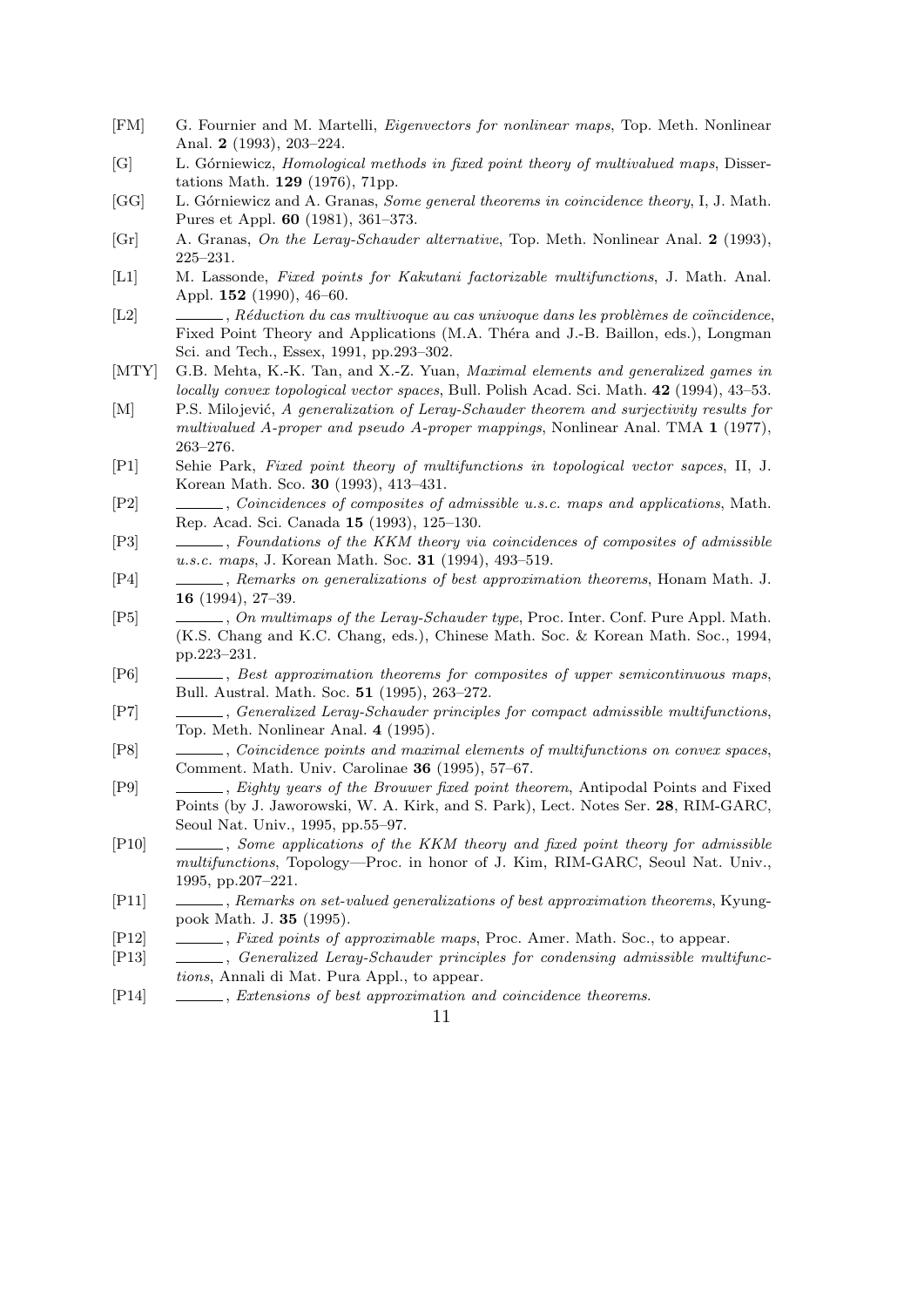[FM] G. Fournier and M. Martelli, *Eigenvectors for nonlinear maps*, Top. Meth. Nonlinear Anal. **2** (1993), 203–224.

[G] L. Górniewicz, *Homological methods in fixed point theory of multivalued maps*, Dissertations Math. **129** (1976), 71pp.

[GG] L. Górniewicz and A. Granas, *Some general theorems in coincidence theory*, I, J. Math. Pures et Appl. **60** (1981), 361–373.

[Gr] A. Granas, *On the Leray-Schauder alternative*, Top. Meth. Nonlinear Anal. **2** (1993), 225–231.

[L1] M. Lassonde, *Fixed points for Kakutani factorizable multifunctions*, J. Math. Anal. Appl. **152** (1990), 46–60.

[L2] ______, *Réduction du cas multivoque au cas univoque dans les problèmes de coïncidence*, Fixed Point Theory and Applications (M.A. Théra and J.-B. Baillon, eds.), Longman Sci. and Tech., Essex, 1991, pp.293–302.

[MTY] G.B. Mehta, K.-K. Tan, and X.-Z. Yuan, *Maximal elements and generalized games in locally convex topological vector spaces*, Bull. Polish Acad. Sci. Math. **42** (1994), 43–53.

[M] P.S. Milojević, *A generalization of Leray-Schauder theorem and surjectivity results for multivalued A-proper and pseudo A-proper mappings*, Nonlinear Anal. TMA **1** (1977), 263–276.

[P1] Sehie Park, *Fixed point theory of multifunctions in topological vector sapces*, II, J. Korean Math. Sco. **30** (1993), 413–431.

[P2] ______, *Coincidences of composites of admissible u.s.c. maps and applications*, Math. Rep. Acad. Sci. Canada **15** (1993), 125–130.

[P3] ______, *Foundations of the KKM theory via coincidences of composites of admissible u.s.c. maps*, J. Korean Math. Soc. **31** (1994), 493–519.

[P4] ______, *Remarks on generalizations of best approximation theorems*, Honam Math. J. **16** (1994), 27–39.

[P5] ______, *On multimaps of the Leray-Schauder type*, Proc. Inter. Conf. Pure Appl. Math. (K.S. Chang and K.C. Chang, eds.), Chinese Math. Soc. & Korean Math. Soc., 1994, pp.223–231.

[P6] ______, *Best approximation theorems for composites of upper semicontinuous maps*, Bull. Austral. Math. Soc. **51** (1995), 263–272.

[P7] ______, *Generalized Leray-Schauder principles for compact admissible multifunctions*, Top. Meth. Nonlinear Anal. **4** (1995).

[P8] ______, *Coincidence points and maximal elements of multifunctions on convex spaces*, Comment. Math. Univ. Carolinae **36** (1995), 57–67.

[P9] ______, *Eighty years of the Brouwer fixed point theorem*, Antipodal Points and Fixed Points (by J. Jaworowski, W. A. Kirk, and S. Park), Lect. Notes Ser. **28**, RIM-GARC, Seoul Nat. Univ., 1995, pp.55–97.

[P10] ______, *Some applications of the KKM theory and fixed point theory for admissible multifunctions*, Topology—Proc. in honor of J. Kim, RIM-GARC, Seoul Nat. Univ., 1995, pp.207–221.

[P11] ______, *Remarks on set-valued generalizations of best approximation theorems*, Kyungpook Math. J. **35** (1995).

[P12] ______, *Fixed points of approximable maps*, Proc. Amer. Math. Soc., to appear.

[P13] ______, *Generalized Leray-Schauder principles for condensing admissible multifunctions*, Annali di Mat. Pura Appl., to appear.

[P14] ______, *Extensions of best approximation and coincidence theorems*.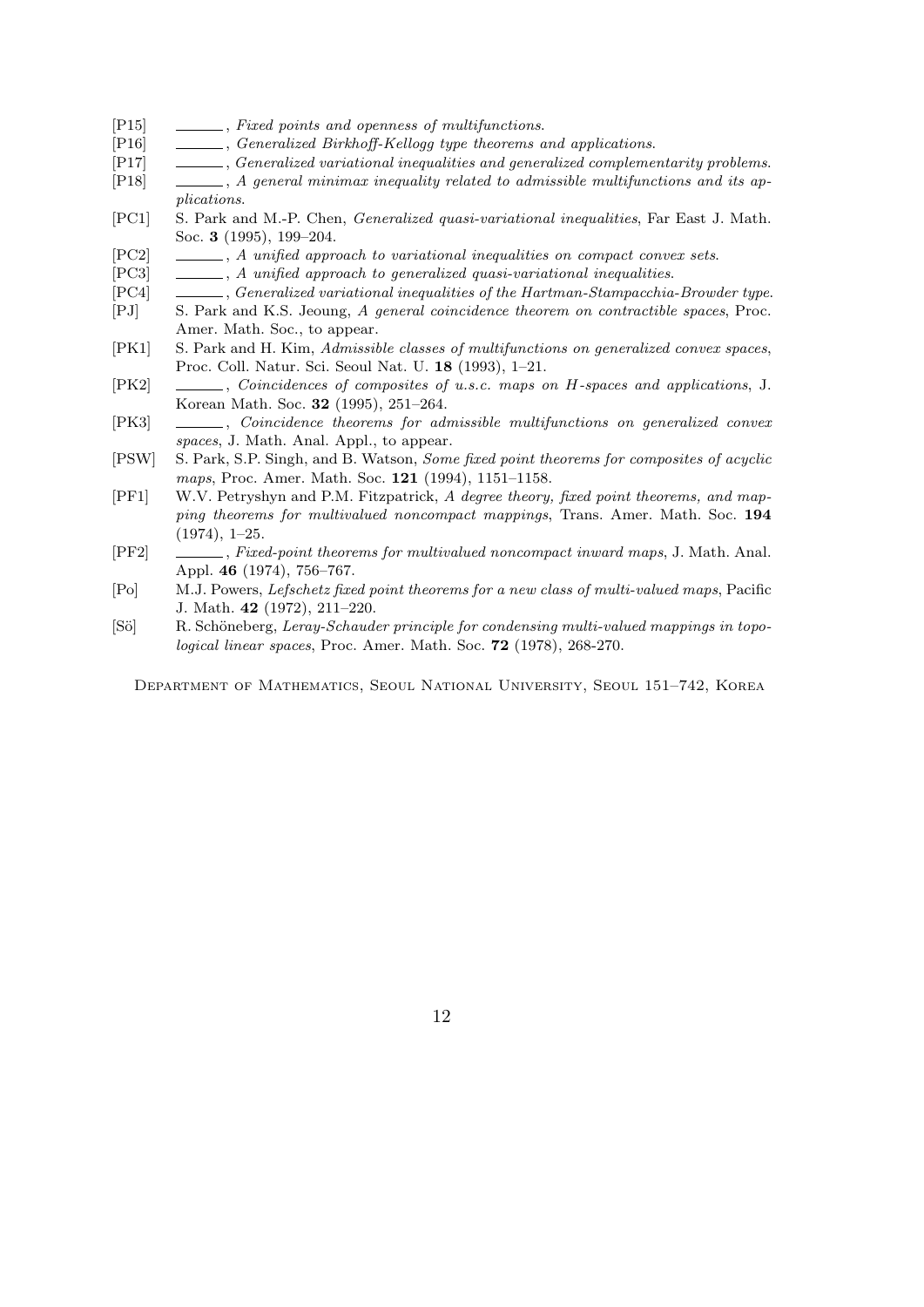[P15] ______, *Fixed points and openness of multifunctions.*

[P16] ______, *Generalized Birkhoff-Kellogg type theorems and applications.*

[P17] ______, *Generalized variational inequalities and generalized complementarity problems.*

[P18] ______, *A general minimax inequality related to admissible multifunctions and its applications.*

[PC1] S. Park and M.-P. Chen, *Generalized quasi-variational inequalities*, Far East J. Math. Soc. **3** (1995), 199–204.

[PC2] ______, *A unified approach to variational inequalities on compact convex sets.*

[PC3] ______, *A unified approach to generalized quasi-variational inequalities.*

[PC4] ______, *Generalized variational inequalities of the Hartman-Stampacchia-Browder type.*

[PJ] S. Park and K.S. Jeoung, *A general coincidence theorem on contractible spaces*, Proc. Amer. Math. Soc., to appear.

[PK1] S. Park and H. Kim, *Admissible classes of multifunctions on generalized convex spaces*, Proc. Coll. Natur. Sci. Seoul Nat. U. **18** (1993), 1–21.

[PK2] ______, *Coincidences of composites of u.s.c. maps on H-spaces and applications*, J. Korean Math. Soc. **32** (1995), 251–264.

[PK3] ______, *Coincidence theorems for admissible multifunctions on generalized convex spaces*, J. Math. Anal. Appl., to appear.

[PSW] S. Park, S.P. Singh, and B. Watson, *Some fixed point theorems for composites of acyclic maps*, Proc. Amer. Math. Soc. **121** (1994), 1151–1158.

[PF1] W.V. Petryshyn and P.M. Fitzpatrick, *A degree theory, fixed point theorems, and mapping theorems for multivalued noncompact mappings*, Trans. Amer. Math. Soc. **194** (1974), 1–25.

[PF2] ______, *Fixed-point theorems for multivalued noncompact inward maps*, J. Math. Anal. Appl. **46** (1974), 756–767.

[Po] M.J. Powers, *Lefschetz fixed point theorems for a new class of multi-valued maps*, Pacific J. Math. **42** (1972), 211–220.

[Sö] R. Schöneberg, *Leray-Schauder principle for condensing multi-valued mappings in topological linear spaces*, Proc. Amer. Math. Soc. **72** (1978), 268-270.

Department of Mathematics, Seoul National University, Seoul 151–742, Korea